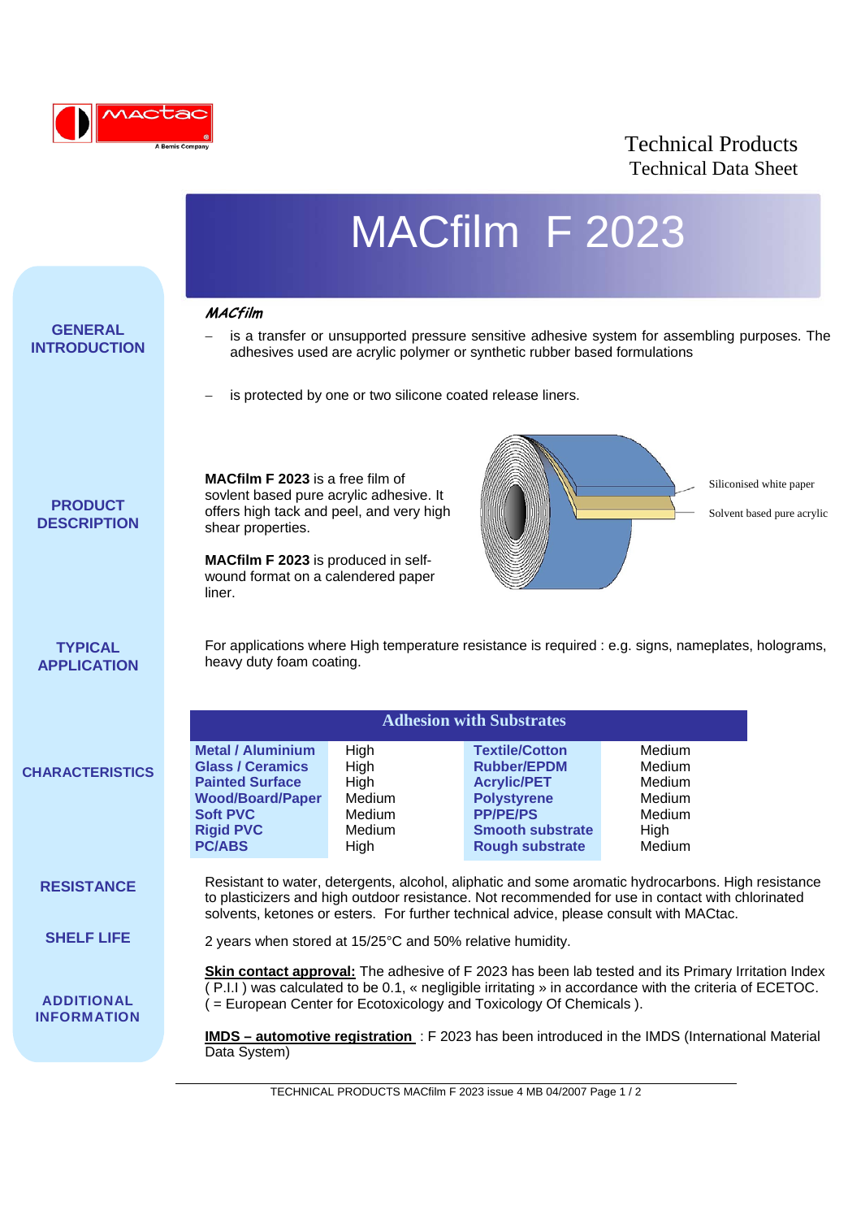Technical Products
Technical Data Sheet

# MACfilm F 2023

## GENERAL INTRODUCTION

***MACfilm***

- is a transfer or unsupported pressure sensitive adhesive system for assembling purposes. The adhesives used are acrylic polymer or synthetic rubber based formulations
- is protected by one or two silicone coated release liners.

## PRODUCT DESCRIPTION

**MACfilm F 2023** is a free film of sovlent based pure acrylic adhesive. It offers high tack and peel, and very high shear properties.

**MACfilm F 2023** is produced in self-wound format on a calendered paper liner.

Siliconised white paper

Solvent based pure acrylic

## TYPICAL APPLICATION

For applications where High temperature resistance is required : e.g. signs, nameplates, holograms, heavy duty foam coating.

## CHARACTERISTICS

**Adhesion with Substrates**

| Substrate | Adhesion | Substrate | Adhesion |
|---|---|---|---|
| **Metal / Aluminium** | High | **Textile/Cotton** | Medium |
| **Glass / Ceramics** | High | **Rubber/EPDM** | Medium |
| **Painted Surface** | High | **Acrylic/PET** | Medium |
| **Wood/Board/Paper** | Medium | **Polystyrene** | Medium |
| **Soft PVC** | Medium | **PP/PE/PS** | Medium |
| **Rigid PVC** | Medium | **Smooth substrate** | High |
| **PC/ABS** | High | **Rough substrate** | Medium |

## RESISTANCE

Resistant to water, detergents, alcohol, aliphatic and some aromatic hydrocarbons. High resistance to plasticizers and high outdoor resistance. Not recommended for use in contact with chlorinated solvents, ketones or esters. For further technical advice, please consult with MACtac.

## SHELF LIFE

2 years when stored at 15/25°C and 50% relative humidity.

## ADDITIONAL INFORMATION

**Skin contact approval:** The adhesive of F 2023 has been lab tested and its Primary Irritation Index ( P.I.I ) was calculated to be 0.1, « negligible irritating » in accordance with the criteria of ECETOC. ( = European Center for Ecotoxicology and Toxicology Of Chemicals ).

**IMDS – automotive registration** : F 2023 has been introduced in the IMDS (International Material Data System)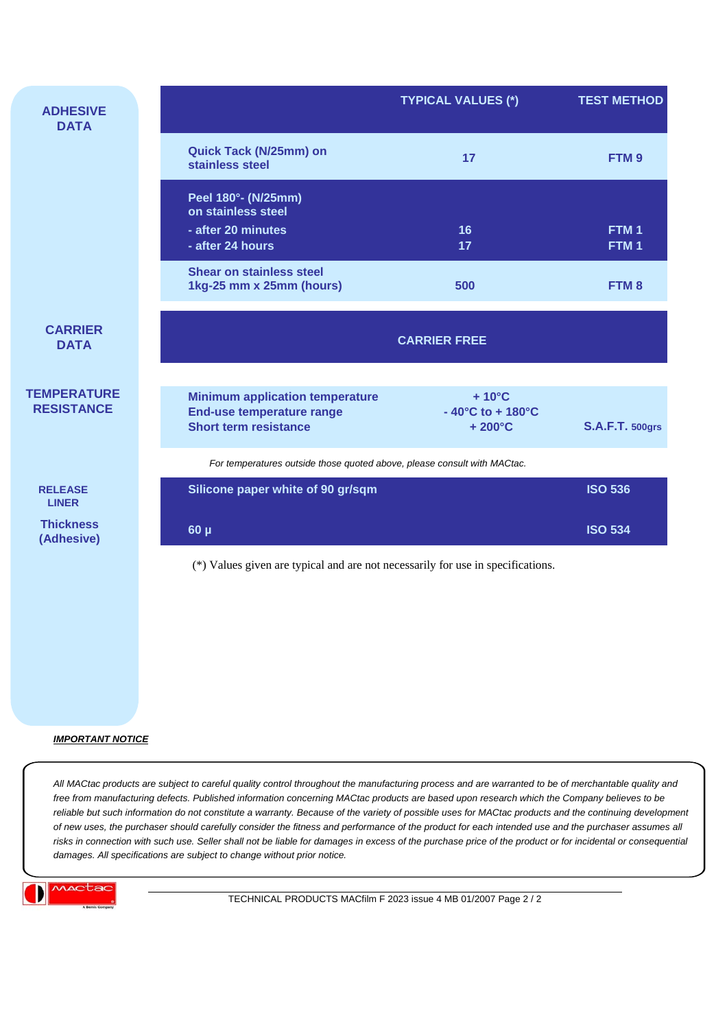| ADHESIVE DATA | | TYPICAL VALUES (*) | TEST METHOD |
|---|---|---|---|
| | Quick Tack (N/25mm) on stainless steel | 17 | FTM 9 |
| | Peel 180°- (N/25mm) on stainless steel | | |
| | - after 20 minutes | 16 | FTM 1 |
| | - after 24 hours | 17 | FTM 1 |
| | Shear on stainless steel 1kg-25 mm x 25mm (hours) | 500 | FTM 8 |
| CARRIER DATA | CARRIER FREE | | |
| TEMPERATURE RESISTANCE | Minimum application temperature | + 10°C | |
| | End-use temperature range | - 40°C to + 180°C | |
| | Short term resistance | + 200°C | S.A.F.T. 500grs |

*For temperatures outside those quoted above, please consult with MACtac.*

| | | |
|---|---|---|
| RELEASE LINER | Silicone paper white of 90 gr/sqm | ISO 536 |
| Thickness (Adhesive) | 60 µ | ISO 534 |

(*) Values given are typical and are not necessarily for use in specifications.

***IMPORTANT NOTICE***

*All MACtac products are subject to careful quality control throughout the manufacturing process and are warranted to be of merchantable quality and free from manufacturing defects. Published information concerning MACtac products are based upon research which the Company believes to be reliable but such information do not constitute a warranty. Because of the variety of possible uses for MACtac products and the continuing development of new uses, the purchaser should carefully consider the fitness and performance of the product for each intended use and the purchaser assumes all risks in connection with such use. Seller shall not be liable for damages in excess of the purchase price of the product or for incidental or consequential damages. All specifications are subject to change without prior notice.*

TECHNICAL PRODUCTS MACfilm F 2023 issue 4 MB 01/2007